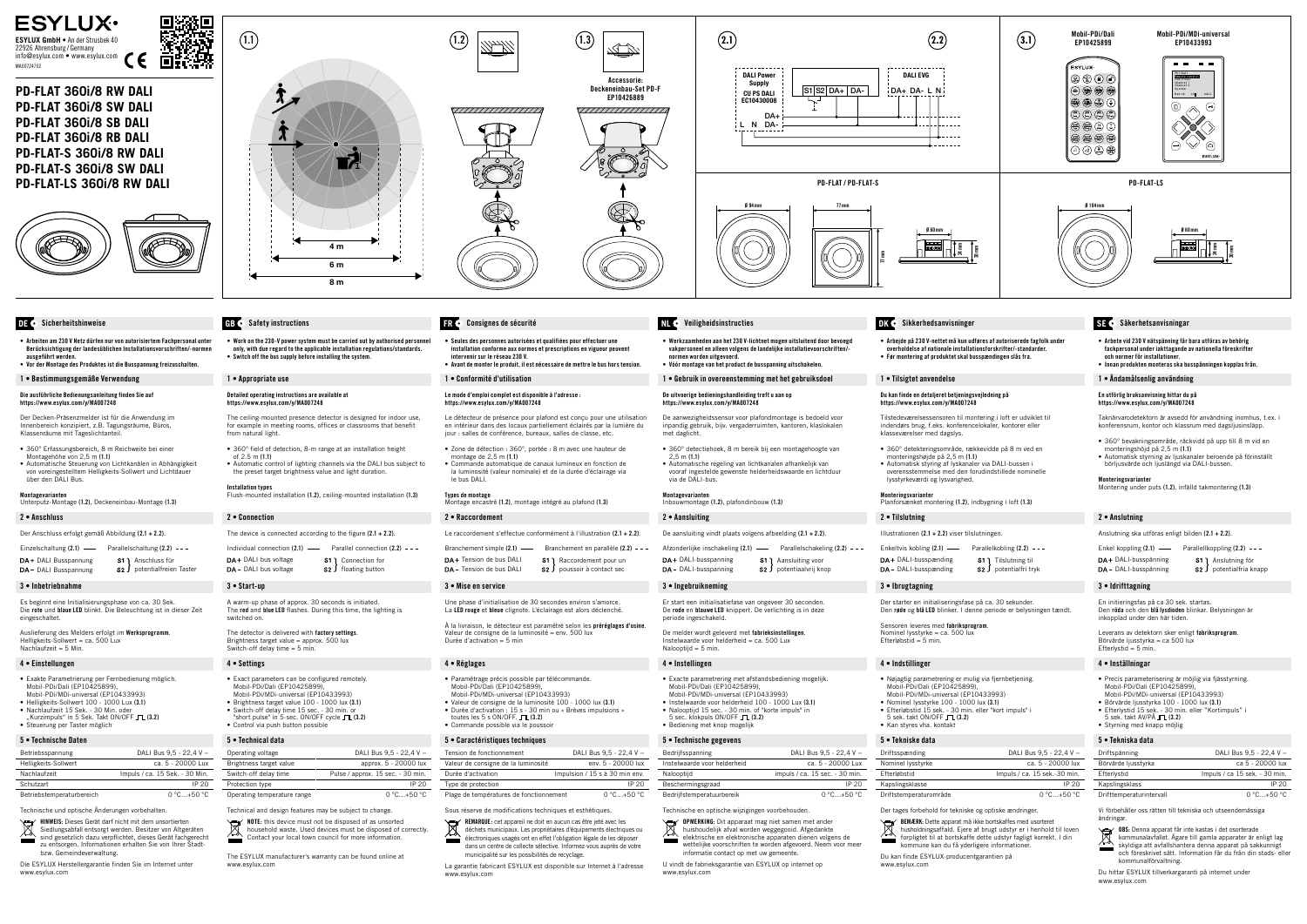# ESYLUX

ESYLUX GmbH • An der Strusbek 40
22926 Ahrensburg / Germany
info@esylux.com • www.esylux.com
MA00724702

# PD-FLAT 360i/8 RW DALI
# PD-FLAT 360i/8 SW DALI
# PD-FLAT 360i/8 SB DALI
# PD-FLAT 360i/8 RB DALI
# PD-FLAT-S 360i/8 RW DALI
# PD-FLAT-S 360i/8 SW DALI
# PD-FLAT-LS 360i/8 RW DALI

(1.1) 4 m, 6 m, 8 m

(1.2)

(1.3) Accessorie: Deckeneinbau-Set PD-F EP10426889

(2.1) DALI Power Supply CU PS DALI EC10430008 — S1 S2 DA+ DA- — DA+ DA- L N

(2.2) DALI EVG — DA+ DA- L N

PD-FLAT / PD-FLAT-S: Ø 94 mm, 77 mm, 77 mm, Ø 60 mm, 36 mm, 38 mm

(3.1) Mobil-PDi/Dali EP10425899 — Mobil-PDi/MDi-universal EP10433993

PD-FLAT-LS: Ø 104 mm, Ø 60 mm, 36 mm, 38 mm

## DE Sicherheitshinweise

- Arbeiten am 230 V Netz dürfen nur von autorisiertem Fachpersonal unter Berücksichtigung der landesüblichen Installationsvorschriften/-normen ausgeführt werden.
- Vor der Montage des Produktes ist die Busspannung freizuschalten.

### 1 • Bestimmungsgemäße Verwendung

**Die ausführliche Bedienungsanleitung finden Sie auf https://www.esylux.com/y/MA007248**

Der Decken-Präsenzmelder ist für die Anwendung im Innenbereich konzipiert, z.B. Tagungsräume, Büros, Klassenräume mit Tageslichtanteil.

- 360° Erfassungsbereich, 8 m Reichweite bei einer Montagehöhe von 2,5 m (1.1)
- Automatische Steuerung von Lichtkanälen in Abhängigkeit von voreingestelltem Helligkeits-Sollwert und Lichtdauer über den DALI Bus.

**Montagevarianten**
Unterputz-Montage (1.2), Deckeneinbau-Montage (1.3)

### 2 • Anschluss

Der Anschluss erfolgt gemäß Abbildung (2.1 + 2.2).

Einzelschaltung (2.1) —— Parallelschaltung (2.2) - - -

DA+ DALI Busspannung
DA – DALI Busspannung
S1, S2: Anschluss für potentialfreien Taster

### 3 • Inbetriebnahme

Es beginnt eine Initialisierungsphase von ca. 30 Sek. Die **rote** und **blaue LED** blinkt. Die Beleuchtung ist in dieser Zeit eingeschaltet.

Auslieferung des Melders erfolgt im **Werksprogramm**.
Helligkeits-Sollwert = ca. 500 Lux
Nachlaufzeit = 5 Min.

### 4 • Einstellungen

- Exakte Parametrierung per Fernbedienung möglich. Mobil-PDi/Dali (EP10425899), Mobil-PDi/MDi-universal (EP10433993)
- Helligkeits-Sollwert 100 - 1000 Lux (3.1)
- Nachlaufzeit 15 Sek. - 30 Min. oder „Kurzimpuls" in 5 Sek. Takt ON/OFF (3.2)
- Steuerung per Taster möglich

### 5 • Technische Daten

| | |
|---|---|
| Betriebsspannung | DALI Bus 9,5 - 22,4 V ⎓ |
| Helligkeits-Sollwert | ca. 5 - 20000 Lux |
| Nachlaufzeit | Impuls / ca. 15 Sek. - 30 Min. |
| Schutzart | IP 20 |
| Betriebstemperaturbereich | 0 °C…+50 °C |

Technische und optische Änderungen vorbehalten.

**HINWEIS:** Dieses Gerät darf nicht mit dem unsortierten Siedlungsabfall entsorgt werden. Besitzer von Altgeräten sind gesetzlich dazu verpflichtet, dieses Gerät fachgerecht zu entsorgen. Informationen erhalten Sie von Ihrer Stadt- bzw. Gemeindeverwaltung.

Die ESYLUX Herstellergarantie finden Sie im Internet unter www.esylux.com

## GB Safety instructions

- Work on the 230-V power system must be carried out by authorised personnel only, with due regard to the applicable installation regulations/standards.
- Switch off the bus supply before installing the system.

### 1 • Appropriate use

**Detailed operating instructions are available at https://www.esylux.com/y/MA007248**

The ceiling-mounted presence detector is designed for indoor use, for example in meeting rooms, offices or classrooms that benefit from natural light.

- 360° field of detection, 8-m range at an installation height of 2.5 m (1.1)
- Automatic control of lighting channels via the DALI bus subject to the preset target brightness value and light duration.

**Installation types**
Flush-mounted installation (1.2), ceiling-mounted installation (1.3)

### 2 • Connection

The device is connected according to the figure (2.1 + 2.2).

Individual connection (2.1) —— Parallel connection (2.2) - - -

DA+ DALI bus voltage
DA – DALI bus voltage
S1, S2: Connection for floating button

### 3 • Start-up

A warm-up phase of approx. 30 seconds is initiated. The **red** and **blue LED** flashes. During this time, the lighting is switched on.

The detector is delivered with **factory settings**.
Brightness target value = approx. 500 lux
Switch-off delay time = 5 min.

### 4 • Settings

- Exact parameters can be configured remotely. Mobil-PDi/Dali (EP10425899), Mobil-PDi/MDi-universal (EP10433993)
- Brightness target value 100 - 1000 lux (3.1)
- Switch-off delay time 15 sec. - 30 min. or "short pulse" in 5-sec. ON/OFF cycle (3.2)
- Control via push button possible

### 5 • Technical data

| | |
|---|---|
| Operating voltage | DALI Bus 9,5 - 22,4 V ⎓ |
| Brightness target value | approx. 5 - 20000 lux |
| Switch-off delay time | Pulse / approx. 15 sec. - 30 min. |
| Protection type | IP 20 |
| Operating temperature range | 0 °C…+50 °C |

Technical and design features may be subject to change.

**NOTE:** this device must not be disposed of as unsorted household waste. Used devices must be disposed of correctly. Contact your local town council for more information.

The ESYLUX manufacturer's warranty can be found online at www.esylux.com

## FR Consignes de sécurité

- Seules des personnes autorisées et qualifiées pour effectuer une installation conforme aux normes et prescriptions en vigueur peuvent intervenir sur le réseau 230 V.
- Avant de monter le produit, il est nécessaire de mettre le bus hors tension.

### 1 • Conformité d'utilisation

**Le mode d'emploi complet est disponible à l'adresse : https://www.esylux.com/y/MA007248**

Le détecteur de présence pour plafond est conçu pour une utilisation en intérieur dans des locaux partiellement éclairés par la lumière du jour : salles de conférence, bureaux, salles de classe, etc.

- Zone de détection : 360°, portée : 8 m avec une hauteur de montage de 2,5 m (1.1)
- Commande automatique de canaux lumineux en fonction de la luminosité (valeur nominale) et de la durée d'éclairage via le bus DALI.

**Types de montage**
Montage encastré (1.2), montage intégré au plafond (1.3)

### 2 • Raccordement

Le raccordement s'effectue conformément à l'illustration (2.1 + 2.2).

Branchement simple (2.1) —— Branchement en parallèle (2.2) - - -

DA+ Tension de bus DALI
DA – Tension de bus DALI
S1, S2: Raccordement pour un poussoir à contact sec

### 3 • Mise en service

Une phase d'initialisation de 30 secondes environ s'amorce. La **LED rouge** et **bleue** clignote. L'éclairage est alors déclenché.

À la livraison, le détecteur est paramétré selon les **préréglages d'usine**.
Valeur de consigne de la luminosité = env. 500 lux
Durée d'activation = 5 min

### 4 • Réglages

- Paramétrage précis possible par télécommande. Mobil-PDi/Dali (EP10425899), Mobil-PDi/MDi-universal (EP10433993)
- Valeur de consigne de la luminosité 100 - 1000 lux (3.1)
- Durée d'activation : 15 s - 30 min ou « Brèves impulsions » toutes les 5 s ON/OFF (3.2)
- Commande possible via le poussoir

### 5 • Caractéristiques techniques

| | |
|---|---|
| Tension de fonctionnement | DALI Bus 9,5 - 22,4 V ⎓ |
| Valeur de consigne de la luminosité | env. 5 - 20000 Lux |
| Durée d'activation | Impulsion / 15 s à 30 min env. |
| Type de protection | IP 20 |
| Plage de températures de fonctionnement | 0 °C…+50 °C |

Sous réserve de modifications techniques et esthétiques.

**REMARQUE :** cet appareil ne doit en aucun cas être jeté avec les déchets municipaux. Les propriétaires d'équipements électriques ou électroniques usagés ont en effet l'obligation légale de les déposer dans un centre de collecte sélective. Informez-vous auprès de votre municipalité sur les possibilités de recyclage.

La garantie fabricant ESYLUX est disponible sur Internet à l'adresse www.esylux.com

## NL Veiligheidsinstructies

- Werkzaamheden aan het 230 V-lichtnet mogen uitsluitend door bevoegd vakpersoneel en alleen volgens de landelijke installatievoorschriften/-normen worden uitgevoerd.
- Vóór montage van het product de busspanning uitschakelen.

### 1 • Gebruik in overeenstemming met het gebruiksdoel

**De uitvoerige bedieningshandleiding treft u aan op https://www.esylux.com/y/MA007248**

De aanwezigheidssensor voor plafondmontage is bedoeld voor inpandig gebruik, bijv. vergaderruimten, kantoren, klaslokalen met daglicht.

- 360° detectiehoek, 8 m bereik bij een montagehoogte van 2,5 m (1.1)
- Automatische regeling van lichtkanalen afhankelijk van vooraf ingestelde gewenste helderheidswaarde en lichtduur via de DALI-bus.

**Montagevarianten**
Inbouwmontage (1.2), plafondinbouw (1.3)

### 2 • Aansluiting

De aansluiting vindt plaats volgens afbeelding (2.1 + 2.2).

Afzonderlijke inschakeling (2.1) —— Parallelschakeling (2.2) - - -

DA+ DALI-busspanning
DA – DALI-busspanning
S1, S2: Aansluiting voor potentiaalvrij knop

### 3 • Ingebruikneming

Er start een initialisatiefase van ongeveer 30 seconden. De **rode** en **blauwe LED** knippert. De verlichting is in deze periode ingeschakeld.

De melder wordt geleverd met **fabrieksinstellingen**.
Instelwaarde voor helderheid = ca. 500 Lux
Naloopttijd = 5 min.

### 4 • Instellingen

- Exacte parametrering met afstandsbediening mogelijk. Mobil-PDi/Dali (EP10425899), Mobil-PDi/MDi-universal (EP10433993)
- Instelwaarde voor helderheid 100 - 1000 Lux (3.1)
- Naloopttijd 15 sec. - 30 min. of "korte impuls" in 5 sec. klokpuls ON/OFF (3.2)
- Bediening met knop mogelijk

### 5 • Technische gegevens

| | |
|---|---|
| Bedrijfsspanning | DALI Bus 9,5 - 22,4 V ⎓ |
| Instelwaarde voor helderheid | ca. 5 - 20000 Lux |
| Naloopttijd | impuls / ca. 15 sec. - 30 min. |
| Beschermingsgraad | IP 20 |
| Bedrijfstemperatuurbereik | 0 °C…+50 °C |

Technische en optische wijzigingen voorbehouden.

**OPMERKING:** Dit apparaat mag niet samen met ander huishoudelijk afval worden weggegooid. Afgedankte elektrische en elektronische apparaten dienen volgens de wettelijke voorschriften te worden afgevoerd. Neem voor meer informatie contact op met uw gemeente.

U vindt de fabrieksgarantie van ESYLUX op internet op www.esylux.com

## DK Sikkerhedsanvisninger

- Arbejde på 230 V-nettet må kun udføres af autoriserede fagfolk under overholdelse af nationale installationsforskrifter/-standarder.
- Før montering af produktet skal busspændingen slås fra.

### 1 • Tilsigtet anvendelse

**Du kan finde en detaljeret betjeningsvejledning på https://www.esylux.com/y/MA007248**

Tilstedeværelsessensoren til montering i loft er udviklet til indendørs brug, f.eks. konferencelokaler, kontorer eller klasseværelser med dagslys.

- 360° detekteringsområde, rækkevidde på 8 m ved en monteringshøjde på 2,5 m (1.1)
- Automatisk styring af lyskanaler via DALI-bussen i overensstemmelse med den forudindstillede nominelle lysstyrkeværdi og lysvarighed.

**Monteringsvarianter**
Planforsænket montering (1.2), indbygning i loft (1.3)

### 2 • Tilslutning

Illustrationen (2.1 + 2.2) viser tilslutningen.

Enkeltvis kobling (2.1) —— Parallelkobling (2.2) - - -

DA+ DALI-busspænding
DA – DALI-busspænding
S1, S2: Tilslutning til potentialfri tryk

### 3 • Ibrugtagning

Der starter en initialiseringsfase på ca. 30 sekunder. Den **røde** og **blå LED** blinker. I denne periode er belysningen tændt.

Sensoren leveres med **fabriksprogram**.
Nominel lysstyrke = ca. 500 lux
Efterløbstid = 5 min.

### 4 • Indstillinger

- Nøjagtig parametrering er mulig via fjernbetjening. Mobil-PDi/Dali (EP10425899), Mobil-PDi/MDi-universal (EP10433993)
- Nominel lysstyrke 100 - 1000 lux (3.1)
- Efterløbstid 15 sek. - 30 min. eller "kort impuls" i 5 sek. takt ON/OFF (3.2)
- Kan styres vha. kontakt

### 5 • Tekniske data

| | |
|---|---|
| Driftsspænding | DALI Bus 9,5 - 22,4 V ⎓ |
| Nominel lysstyrke | ca. 5 - 20000 lux |
| Efterløbstid | Impuls / ca. 15 sek.-30 min. |
| Kapslingsklasse | IP 20 |
| Driftstemperaturområde | 0 °C…+50 °C |

Der tages forbehold for tekniske og optiske ændringer.

**BEMÆRK:** Dette apparat må ikke bortskaffes med usorteret husholdningsaffald. Ejere af brugt udstyr er i henhold til loven forpligtet til at bortskaffe dette udstyr fagligt korrekt. I din kommune kan du få yderligere informationer.

Du kan finde ESYLUX-producentgarantien på www.esylux.com

## SE Säkerhetsanvisningar

- Arbete vid 230 V nätspänning får bara utföras av behörig fackpersonal under iakttagande av nationella föreskrifter och normer för installationer.
- Innan produkten monteras ska busspänningen kopplas från.

### 1 • Ändamålsenlig användning

**En utförlig bruksanvisning hittar du på https://www.esylux.com/y/MA007248**

Taknärvarodetektorn är avsedd för användning inomhus, t.ex. i konferensrum, kontor och klassrum med dagsljusinsläpp.

- 360° bevakningsområde, räckvidd på upp till 8 m vid en monteringshöjd på 2,5 m (1.1)
- Automatisk styrning av ljuskanaler beroende på förinställt börljusvärde och ljuslängd via DALI-bussen.

**Monteringsvarianter**
Montering under puts (1.2), infälld takmontering (1.3)

### 2 • Anslutning

Anslutning ska utföras enligt bilden (2.1 + 2.2).

Enkel koppling (2.1) —— Parallellkoppling (2.2) - - -

DA+ DALI-busspänning
DA – DALI-busspänning
S1, S2: Anslutning för potentialfria knapp

### 3 • Idrifttagning

En initieringsfas på ca 30 sek. startas. Den **röda** och den **blå lysdioden** blinkar. Belysningen är inkopplad under den här tiden.

Leverans av detektorn sker enligt **fabriksprogram**.
Börvärde ljusstyrka = ca 500 lux
Efterlystid = 5 min.

### 4 • Inställningar

- Precis parametersering är möjlig via fjässtyrning. Mobil-PDi/Dali (EP10425899), Mobil-PDi/MDi-universal (EP10433993)
- Börvärde ljusstyrka 100 - 1000 lux (3.1)
- Efterlystid 15 sek. - 30 min. eller "Kortimpuls" i 5 sek. takt AV/PÅ (3.2)
- Styrning med knapp möjlig

### 5 • Tekniska data

| | |
|---|---|
| Driftspänning | DALI Bus 9,5 - 22,4 V ⎓ |
| Börvärde ljusstyrka | ca 5 - 20000 lux |
| Efterlystid | Impuls / ca 15 sek. - 30 min. |
| Kapslingsklass | IP 20 |
| Drifttemperaturintervall | 0 °C…+50 °C |

Vi förbehåller oss rätten till tekniska och utseendemässiga ändringar.

**OBS:** Denna apparat får inte kastas i det osorterade kommunalavfallet. Ägare till gamla apparater är enligt lag skyldiga att avfallshantera denna apparat på sakkunnigt och föreskrivet sätt. Information får du från din stads- eller kommunalförvaltning.

Du hittar ESYLUX tillverkargaranti på internet under www.esylux.com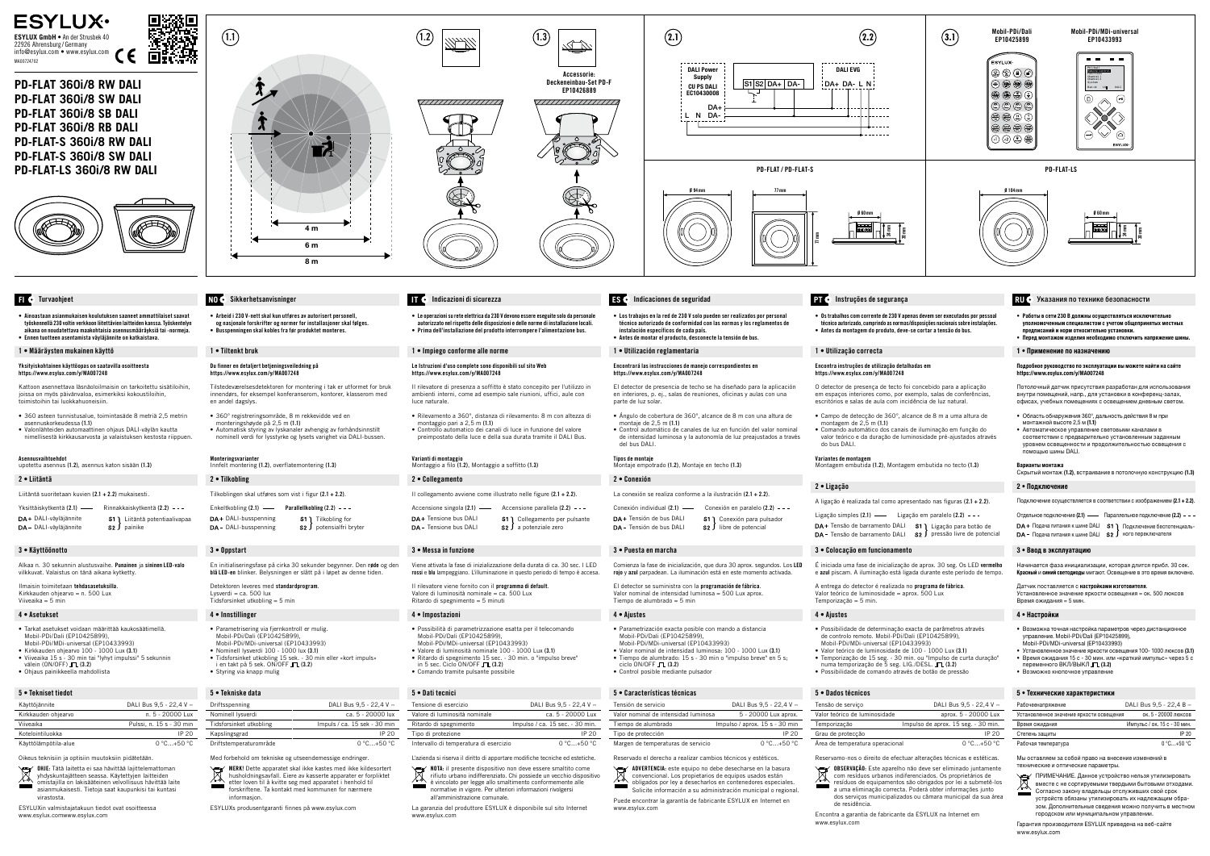**ESYLUX GmbH** • An der Strusbek 40
22926 Ahrensburg / Germany
info@esylux.com • www.esylux.com
MA00724702

# PD-FLAT 360i/8 RW DALI
# PD-FLAT 360i/8 SW DALI
# PD-FLAT 360i/8 SB DALI
# PD-FLAT 360i/8 RB DALI
# PD-FLAT-S 360i/8 RW DALI
# PD-FLAT-S 360i/8 SW DALI
# PD-FLAT-LS 360i/8 RW DALI

(1.1) 4 m 6 m 8 m

(1.2) (1.3) Accessorie: Deckeneinbau-Set PD-F EP10426889

(2.1) DALI Power Supply CU PS DALI EC10430008 S1 S2 DA+ DA- DA+ L N DA-

(2.2) DALI EVG DA+ DA- L N

PD-FLAT / PD-FLAT-S Ø 94 mm 77 mm Ø 60 mm 77 mm 34 mm 38 mm

(3.1) Mobil-PDi/Dali EP10425899 Mobil-PDi/MDi-universal EP10433993

PD-FLAT-LS Ø 104 mm Ø 60 mm 34 mm 38 mm

## FI Turvaohjeet

- **Ainoastaan asianmukaisen koulutuksen saaneet ammattilaiset saavat työskennellä 230 voltin verkkoon liitettävien laitteiden kanssa. Työskentelyn aikana on noudatettava maakohtaisia asennusmääräyksiä tai -normeja.**
- **Ennen tuotteen asentamista väylänjännite on katkaistava.**

### 1 • Määräysten mukainen käyttö

**Yksityiskohtainen käyttöopas on saatavilla osoitteesta https://www.esylux.com/y/MA007248**

Kattoon asennettava läsnäoloilmaisin on tarkoitettu sisätiloihin, joissa on myös päivänvaloa, esimerkiksi kokoustiloihin, toimistoihin tai luokkahuoneisiin.

- 360 asteen tunnistusalue, toiminta-alue 8 metriä 2,5 metrin asennuskorkeudessa (1.1)
- Valonlähteiden automaattinen ohjaus DALI-väylän kautta nimellisestä kirkkausarvosta ja valaistuksen kestosta riippuen.

**Asennusvaihtoehdot**
upotettu asennus (1.2), asennus katon sisään (1.3)

### 2 • Liitäntä

Liitäntä suoritetaan kuvien (2.1 + 2.2) mukaisesti.

Yksittäiskytkentä (2.1) —— Rinnakkaiskytkentä (2.2) - - -

DA+ DALI-väylänjännite S1 } Liitäntä potentiaalivapaa
DA– DALI-väylänjännite S2 } painike

### 3 • Käyttöönotto

Alkaa n. 30 sekunnin alustusvaihe. **Punainen** ja **sininen LED-valo** vilkkuvat. Valaistus on tänä aikana kytketty.

Ilmaisin toimitetaan **tehdasasetuksilla**.
Kirkkauden ohjearvo = n. 500 Lux
Viiveaika = 5 min

### 4 • Asetukset

- Tarkat asetukset voidaan määrittää kaukosäätimellä. Mobil-PDi/Dali (EP10425899), Mobil-PDi/MDi-universal (EP10433993)
- Kirkkauden ohjearvo 100 - 1000 Lux (3.1)
- Viiveaika 15 s - 30 min tai "lyhyt impulssi" 5 sekunnin välein (ON/OFF) (3.2)
- Ohjaus painikkeella mahdollista

### 5 • Tekniset tiedot

| | |
|---|---|
| Käyttöjännite | DALI Bus 9,5 - 22,4 V ⎓ |
| Kirkkauden ohjearvo | n. 5 - 20000 Lux |
| Viiveaika | Pulssi, n. 15 s - 30 min |
| Kotelointiluokka | IP 20 |
| Käyttölämpötila-alue | 0 °C...+50 °C |

Oikeus teknisiin ja optisiin muutoksiin pidätetään.

**OHJE:** Tätä laitetta ei saa hävittää lajittelemattoman yhdyskuntajätteen seassa. Käytettyjen laitteiden omistajilla on lakisääteinen velvollisuus hävittää laite asianmukaisesti. Tietoja saat kaupungin tai kunnan virastosta.

ESYLUXin valmistajatakuun tiedot ovat osoitteessa www.esylux.comwww.esylux.com

## NO Sikkerhetsanvisninger

- **Arbeid i 230 V-nett skal kun utføres av autorisert personell, og nasjonale forskrifter og normer for installasjoner skal følges.**
- **Busspenningen skal kobles fra før produktet monteres.**

### 1 • Tiltenkt bruk

**Du finner en detaljert betjeningsveiledning på https://www.esylux.com/y/MA007248**

Tilstedeværelsesdetektoren for montering i tak er utformet for bruk innendørs, for eksempel konferanserom, kontorer, klasserom med en andel dagslys.

- 360° registreringsområde, 8 m rekkevidde ved en monteringshøyde på 2,5 m (1.1)
- Automatisk styring av lyskanaler avhengig av forhåndsinnstilt nominell verdi for lysstyrke og lysets varighet via DALI-bussen.

**Monteringsvarianter**
Innfelt montering (1.2), overflatemontering (1.3)

### 2 • Tilkobling

Tilkoblingen skal utføres som vist i figur (2.1 + 2.2).

Enkeltkobling (2.1) —— **Parallellkobling (2.2)** - - -

DA+ DALI-busspenning S1 } Tilkobling for
DA– DALI-busspenning S2 } potensialfri bryter

### 3 • Oppstart

En initialiseringsfase på cirka 30 sekunder begynner. Den **røde** og den **blå LED**-en blinker. Belysningen er slått på i løpet av denne tiden.

Detektoren leveres med **standardprogram**.
Lysverdi = ca. 500 lux
Tidsforsinket utkobling = 5 min

### 4 • Innstillinger

- Parametrisering via fjernkontroll er mulig. Mobil-PDi/Dali (EP10425899), Mobil-PDi/MDi-universal (EP10433993)
- Nominell lysverdi 100 - 1000 lux (3.1)
- Tidsforsinket utkobling 15 sek. - 30 min eller «kort impuls» i en takt på 5 sek. ON/OFF (3.2)
- Styring via knapp mulig

### 5 • Tekniske data

| | |
|---|---|
| Driftsspenning | DALI Bus 9,5 - 22,4 V ⎓ |
| Nominell lysverdi | ca. 5 - 20000 lux |
| Tidsforsinket utkobling | Impuls / ca. 15 sek - 30 min |
| Kapslingsgrad | IP 20 |
| Driftstemperaturområde | 0 °C...+50 °C |

Med forbehold om tekniske og utseendemessige endringer.

**MERK!** Dette apparatet skal ikke kastes med ikke kildesortert husholdningsavfall. Eiere av kasserte apparater er forpliktet etter loven til å kvitte seg med apparatet i henhold til forskriftene. Ta kontakt med kommunen for nærmere informasjon.

ESYLUXs produsentgaranti finnes på www.esylux.com

## IT Indicazioni di sicurezza

- **Le operazioni su rete elettrica da 230 V devono essere eseguite solo da personale autorizzato nel rispetto delle disposizioni e delle norme di installazione locali.**
- **Prima dell'installazione del prodotto interrompere l'alimentazione bus.**

### 1 • Impiego conforme alle norme

**Le Istruzioni d'uso complete sono disponibili sul sito Web https://www.esylux.com/y/MA007248**

Il rilevatore di presenza a soffitto è stato concepito per l'utilizzo in ambienti interni, come ad esempio sale riunioni, uffici, aule con luce naturale.

- Rilevamento a 360°, distanza di rilevamento: 8 m con altezza di montaggio pari a 2,5 m (1.1)
- Controllo automatico dei canali di luce in funzione del valore preimpostato della luce e della sua durata tramite il DALI Bus.

**Varianti di montaggio**
Montaggio a filo (1.2), Montaggio a soffitto (1.3)

### 2 • Collegamento

Il collegamento avviene come illustrato nelle figure (2.1 + 2.2).

Accensione singola (2.1) —— Accensione parallela (2.2) - - -

DA+ Tensione bus DALI S1 } Collegamento per pulsante
DA– Tensione bus DALI S2 } a potenziale zero

### 3 • Messa in funzione

Viene attivata la fase di inizializzazione della durata di ca. 30 sec. I LED **rossi** e **blu** lampeggiano. L'illuminazione in questo periodo di tempo è accesa.

Il rilevatore viene fornito con il **programma di default**.
Valore di luminosità nominale = ca. 500 Lux
Ritardo di spegnimento = 5 minuti

### 4 • Impostazioni

- Possibilità di parametrizzazione esatta per il telecomando Mobil-PDi/Dali (EP10425899), Mobil-PDi/MDi-universal (EP10433993)
- Valore di luminosità nominale 100 - 1000 Lux (3.1)
- Ritardo di spegnimento 15 sec. - 30 min. o "impulso breve" in 5 sec. Ciclo ON/OFF (3.2)
- Comando tramite pulsante possibile

### 5 • Dati tecnici

| | |
|---|---|
| Tensione di esercizio | DALI Bus 9,5 - 22,4 V ⎓ |
| Valore di luminosità nominale | ca. 5 - 20000 Lux |
| Ritardo di spegnimento | Impulso / ca. 15 sec. - 30 min. |
| Tipo di protezione | IP 20 |
| Intervallo di temperatura di esercizio | 0 °C...+50 °C |

L'azienda si riserva il diritto di apportare modifiche tecniche ed estetiche.

**NOTA:** il presente dispositivo non deve essere smaltito come rifiuto urbano indifferenziato. Chi possiede un vecchio dispositivo è vincolato per legge allo smaltimento conformemente alle normative in vigore. Per ulteriori informazioni rivolgersi all'amministrazione comunale.

La garanzia del produttore ESYLUX è disponibile sul sito Internet www.esylux.com

## ES Indicaciones de seguridad

- **Los trabajos en la red de 230 V solo pueden ser realizados por personal técnico autorizado de conformidad con las normas y los reglamentos de instalación específicos de cada país.**
- **Antes de montar el producto, desconecte la tensión de bus.**

### 1 • Utilización reglamentaria

**Encontrará las instrucciones de manejo correspondientes en https://www.esylux.com/y/MA007248**

El detector de presencia de techo se ha diseñado para la aplicación en interiores, p. ej., salas de reuniones, oficinas y aulas con una parte de luz solar.

- Ángulo de cobertura de 360°, alcance de 8 m con una altura de montaje de 2,5 m (1.1)
- Control automático de canales de luz en función del valor nominal de intensidad luminosa y la autonomía de luz preajustados a través del bus DALI.

**Tipos de montaje**
Montaje empotrado (1.2), Montaje en techo (1.3)

### 2 • Conexión

La conexión se realiza conforme a la ilustración (2.1 + 2.2).

Conexión individual (2.1) —— Conexión en paralelo (2.2) - - -

DA+ Tensión de bus DALI S1 } Conexión para pulsador
DA– Tensión de bus DALI S2 } libre de potencial

### 3 • Puesta en marcha

Comienza la fase de inicialización, que dura 30 aprox. segundos. Los **LED roje** y **azul** parpadean. La iluminación está en este momento activada.

El detector se suministra con la **programación de fábrica**.
Valor nominal de intensidad luminosa = 500 Lux aprox.
Tiempo de alumbrado = 5 min

### 4 • Ajustes

- Parametrización exacta posible con mando a distancia Mobil-PDi/Dali (EP10425899), Mobil-PDi/MDi-universal (EP10433993)
- Valor nominal de intensidad luminosa: 100 - 1000 Lux (3.1)
- Tiempo de alumbrado: 15 s - 30 min o "impulso breve" en 5 s; ciclo ON/OFF (3.2)
- Control posible mediante pulsador

### 5 • Características técnicas

| | |
|---|---|
| Tensión de servicio | DALI Bus 9,5 - 22,4 V ⎓ |
| Valor nominal de intensidad luminosa | 5 - 20000 Lux aprox. |
| Tiempo de alumbrado | Impulso / aprox. 15 s - 30 min |
| Tipo de protección | IP 20 |
| Margen de temperaturas de servicio | 0 °C...+50 °C |

Reservado el derecho a realizar cambios técnicos y estéticos.

**ADVERTENCIA:** este equipo no debe desecharse en la basura convencional. Los propietarios de equipos usados están obligados por ley a desecharlos en contenedores especiales. Solicite información a su administración municipal o regional.

Puede encontrar la garantía de fabricante ESYLUX en Internet en www.esylux.com

## PT Instruções de segurança

- **Os trabalhos com corrente de 230 V apenas devem ser executados por pessoal técnico autorizado, cumprindo as normas/disposições nacionais sobre instalações.**
- **Antes da montagem do produto, deve-se cortar a tensão do bus.**

### 1 • Utilização correta

**Encontra instruções de utilização detalhadas em https://www.esylux.com/y/MA007248**

O detector de presença de tecto foi concebido para a aplicação em espaços interiores como, por exemplo, salas de conferências, escritórios e salas de aula com incidência de luz natural.

- Campo de detecção de 360°, alcance de 8 m a uma altura de montagem de 2,5 m (1.1)
- Comando automático dos canais de iluminação em função do valor teórico e da duração de luminosidade pré-ajustados através do bus DALI.

**Variantes de montagem**
Montagem embutida (1.2), Montagem embutida no tecto (1.3)

### 2 • Ligação

A ligação é realizada tal como apresentado nas figuras (2.1 + 2.2).

Ligação simples (2.1) —— Ligação em paralelo (2.2) - - -

DA+ Tensão de barramento DALI S1 } Ligação para botão de
DA– Tensão de barramento DALI S2 } pressão livre de potencial

### 3 • Colocação em funcionamento

É iniciada uma fase de inicialização de aprox. 30 seg. Os LED **vermelho** e **azul** piscam. A iluminação está ligada durante este período de tempo.

A entrega do detector é realizada no **programa de fábrica**.
Valor teórico de luminosidade = aprox. 500 Lux
Temporização = 5 min.

### 4 • Ajustes

- Possibilidade de determinação exacta de parâmetros através de controlo remoto. Mobil-PDi/Dali (EP10425899), Mobil-PDi/MDi-universal (EP10433993)
- Valor teórico de luminosidade de 100 - 1000 Lux (3.1)
- Temporização de 15 seg. - 30 min. ou "Impulso de curta duração" numa temporização de 5 seg. LIG./DESL. (3.2)
- Possibilidade de comando através de botão de pressão

### 5 • Dados técnicos

| | |
|---|---|
| Tensão de serviço | DALI Bus 9,5 - 22,4 V ⎓ |
| Valor teórico de luminosidade | aprox. 5 - 20000 Lux |
| Temporização | Impulso de aprox. 15 seg. - 30 min. |
| Grau de protecção | IP 20 |
| Área de temperatura operacional | 0 °C...+50 °C |

Reservamo-nos o direito de efectuar alterações técnicas e estéticas.

**OBSERVAÇÃO:** Este aparelho não deve ser eliminado juntamente com resíduos urbanos indiferenciados. Os proprietários de resíduos de equipamentos são obrigados por lei a submetê-los a uma eliminação correcta. Poderá obter informações junto dos serviços municipalizados ou câmara municipal da sua área de residência.

Encontra a garantia de fabricante da ESYLUX na Internet em www.esylux.com

## RU Указания по технике безопасности

- **Работы в сети 230 В должны осуществляться исключительно уполномоченным специалистом с учетом общепринятых местных предписаний и норм относительно установки.**
- **Перед монтажом изделия необходимо отключить напряжение шины.**

### 1 • Применение по назначению

**Подробное руководство по эксплуатации вы можете найти на сайте https://www.esylux.com/y/MA007248**

Потолочный датчик присутствия разработан для использования внутри помещений, напр., для установки в конференц-залах, офисах, учебных помещениях с освещением дневным светом.

- Область обнаружения 360°, дальность действия 8 м при монтажной высоте 2,5 м (1.1)
- Автоматическое управление световыми каналами в соответствии с предварительно установленным заданным уровнем освещенности и продолжительностью освещения с помощью шины DALI.

**Варианты монтажа**
Скрытый монтаж (1.2), встраивание в потолочную конструкцию (1.3)

### 2 • Подключение

Подключение осуществляется в соответствии с изображением (2.1 + 2.2).

Отдельное подключение (2.1) —— Параллельное подключение (2.2) - - -

DA+ Подача питания к шине DALI S1 } Подключение беспотенциаль-
DA– Подача питания к шине DALI S2 } ного переключателя

### 3 • Ввод в эксплуатацию

Начинается фаза инициализации, которая длится прибл. 30 сек. **Красный** и **синий светодиоды** мигают. Освещение в это время включено.

Датчик поставляется с **настройками изготовителя**.
Установленное значение яркости освещения = ок. 500 люксов
Время ожидания = 5 мин.

### 4 • Настройки

- Возможна точная настройка параметров через дистанционное управление. Mobil-PDi/Dali (EP10425899), Mobil-PDi/MDi-universal (EP10433993)
- Установленное значение яркости освещения 100- 1000 люксов (3.1)
- Время ожидания 15 с - 30 мин. или «краткий импульс» через 5 с переменного ВКЛ/ВЫКЛ (3.2)
- Возможно кнопочное управление

### 5 • Технические характеристики

| | |
|---|---|
| Рабочеенапряжение | DALI Bus 9,5 - 22,4 В ⎓ |
| Установленное значение яркости освещения | ок. 5 - 20000 люксов |
| Время ожидания | Импульс / ок. 15 с - 30 мин. |
| Степень защиты | IP 20 |
| Рабочая температура | 0 °C...+50 °C |

Мы оставляем за собой право на внесение изменений в технические и оптические параметры.

ПРИМЕЧАНИЕ. Данное устройство нельзя утилизировать вместе с не сортируемыми твердыми бытовыми отходами. Согласно закону владельцы отслуживших свой срок устройств обязаны утилизировать их надлежащим образом. Дополнительные сведения можно получить в местном городском или муниципальном управлении.

Гарантия производителя ESYLUX приведена на веб-сайте www.esylux.com